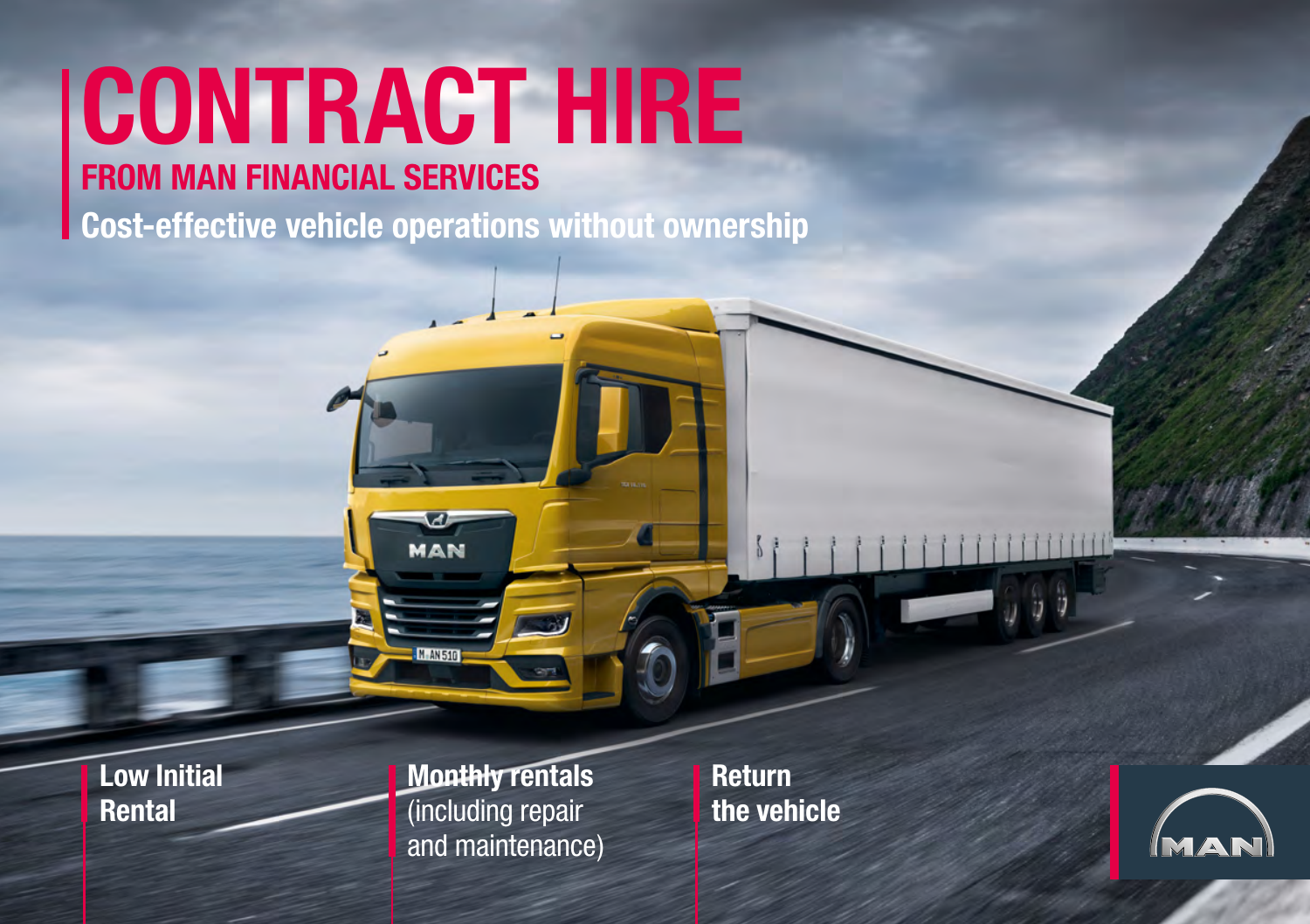# CONTRACT HIRE

## FROM MAN FINANCIAL SERVICES

### Cost-effective vehicle operations without ownership

**Low Initial Rental**

**Monthly rentals** (including repair and maintenance)

**Return the vehicle**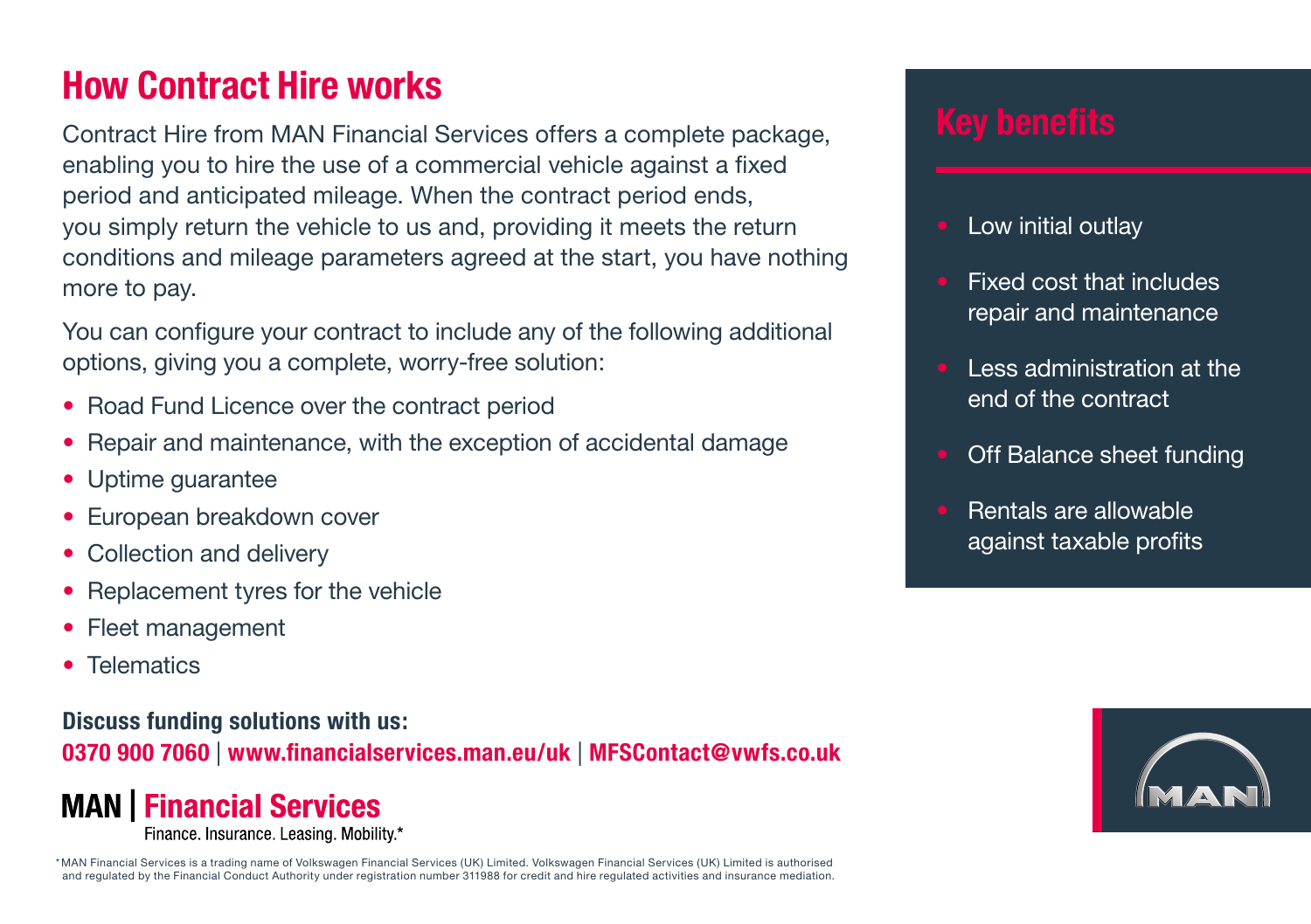# How Contract Hire works

Contract Hire from MAN Financial Services offers a complete package, enabling you to hire the use of a commercial vehicle against a fixed period and anticipated mileage. When the contract period ends, you simply return the vehicle to us and, providing it meets the return conditions and mileage parameters agreed at the start, you have nothing more to pay.

You can configure your contract to include any of the following additional options, giving you a complete, worry-free solution:

- Road Fund Licence over the contract period
- Repair and maintenance, with the exception of accidental damage
- Uptime guarantee
- European breakdown cover
- Collection and delivery
- Replacement tyres for the vehicle
- Fleet management
- Telematics

## Key benefits

- Low initial outlay
- Fixed cost that includes repair and maintenance
- Less administration at the end of the contract
- Off Balance sheet funding
- Rentals are allowable against taxable profits

**Discuss funding solutions with us:**
**0370 900 7060 | www.financialservices.man.eu/uk | MFSContact@vwfs.co.uk**

**MAN | Financial Services**
Finance. Insurance. Leasing. Mobility.*

*MAN Financial Services is a trading name of Volkswagen Financial Services (UK) Limited. Volkswagen Financial Services (UK) Limited is authorised and regulated by the Financial Conduct Authority under registration number 311988 for credit and hire regulated activities and insurance mediation.